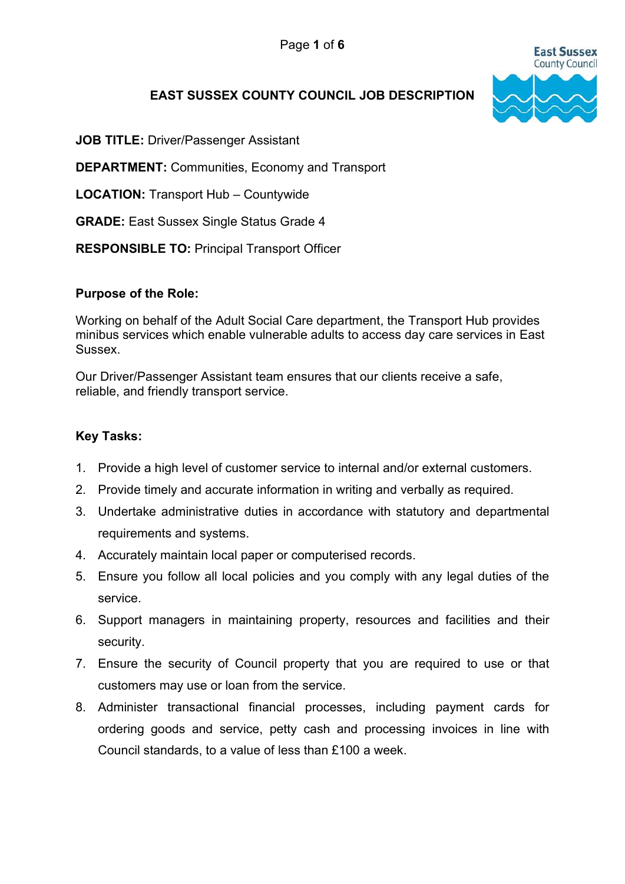# EAST SUSSEX COUNTY COUNCIL JOB DESCRIPTION

**JOB TITLE:** Driver/Passenger Assistant

**DEPARTMENT:** Communities, Economy and Transport

**LOCATION:** Transport Hub – Countywide

**GRADE:** East Sussex Single Status Grade 4

**RESPONSIBLE TO:** Principal Transport Officer

**Purpose of the Role:**

Working on behalf of the Adult Social Care department, the Transport Hub provides minibus services which enable vulnerable adults to access day care services in East Sussex.

Our Driver/Passenger Assistant team ensures that our clients receive a safe, reliable, and friendly transport service.

**Key Tasks:**

1. Provide a high level of customer service to internal and/or external customers.
2. Provide timely and accurate information in writing and verbally as required.
3. Undertake administrative duties in accordance with statutory and departmental requirements and systems.
4. Accurately maintain local paper or computerised records.
5. Ensure you follow all local policies and you comply with any legal duties of the service.
6. Support managers in maintaining property, resources and facilities and their security.
7. Ensure the security of Council property that you are required to use or that customers may use or loan from the service.
8. Administer transactional financial processes, including payment cards for ordering goods and service, petty cash and processing invoices in line with Council standards, to a value of less than £100 a week.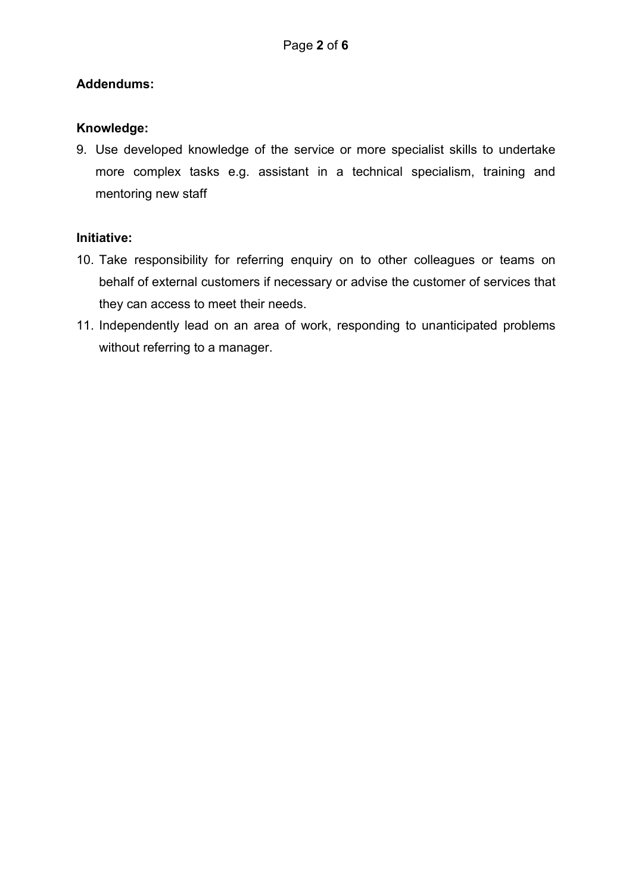**Addendums:**

**Knowledge:**

9. Use developed knowledge of the service or more specialist skills to undertake more complex tasks e.g. assistant in a technical specialism, training and mentoring new staff

**Initiative:**

10. Take responsibility for referring enquiry on to other colleagues or teams on behalf of external customers if necessary or advise the customer of services that they can access to meet their needs.
11. Independently lead on an area of work, responding to unanticipated problems without referring to a manager.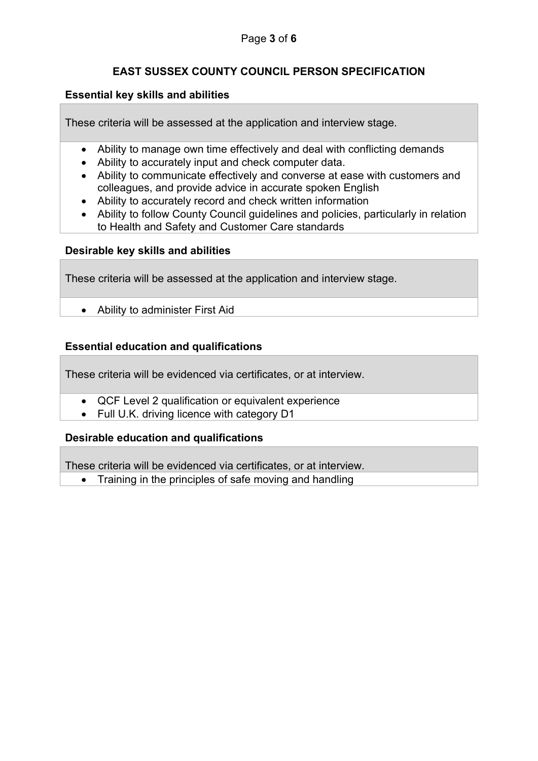## EAST SUSSEX COUNTY COUNCIL PERSON SPECIFICATION

### Essential key skills and abilities

These criteria will be assessed at the application and interview stage.

- Ability to manage own time effectively and deal with conflicting demands
- Ability to accurately input and check computer data.
- Ability to communicate effectively and converse at ease with customers and colleagues, and provide advice in accurate spoken English
- Ability to accurately record and check written information
- Ability to follow County Council guidelines and policies, particularly in relation to Health and Safety and Customer Care standards

### Desirable key skills and abilities

These criteria will be assessed at the application and interview stage.

- Ability to administer First Aid

### Essential education and qualifications

These criteria will be evidenced via certificates, or at interview.

- QCF Level 2 qualification or equivalent experience
- Full U.K. driving licence with category D1

### Desirable education and qualifications

These criteria will be evidenced via certificates, or at interview.

- Training in the principles of safe moving and handling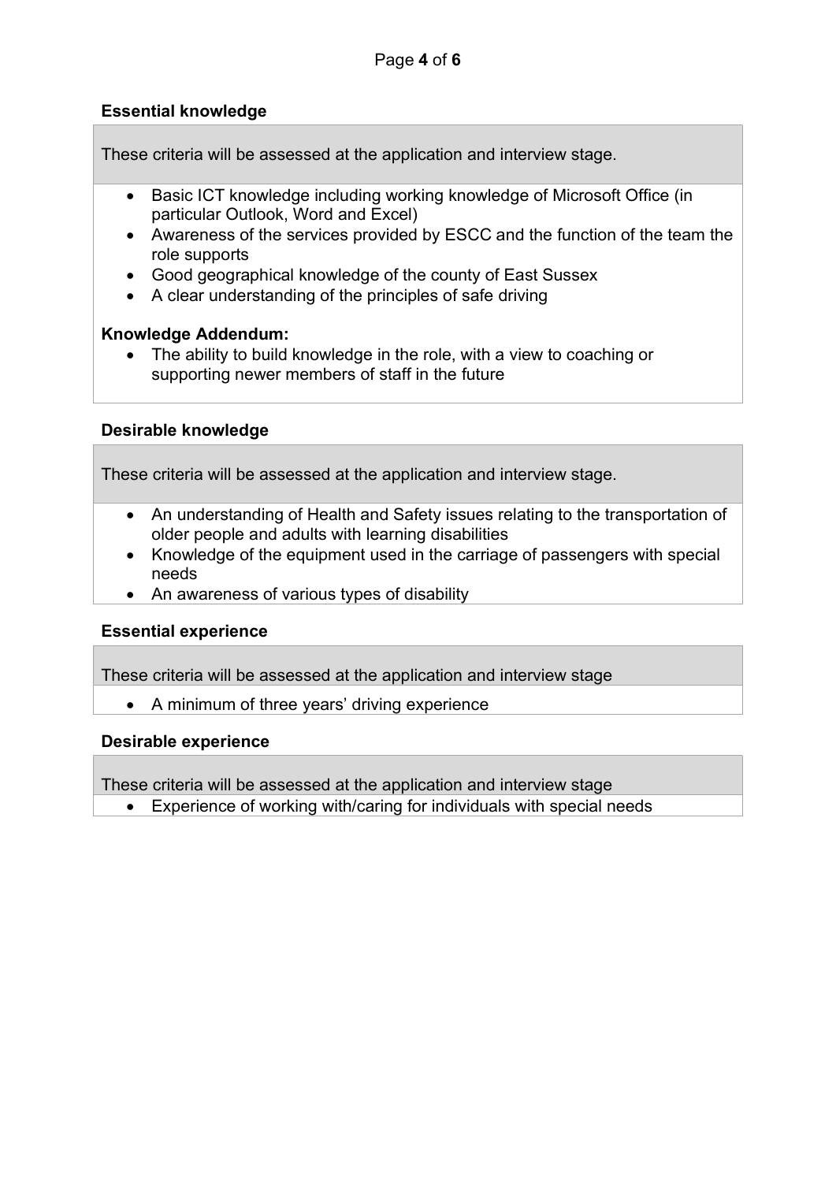### Essential knowledge

These criteria will be assessed at the application and interview stage.

- Basic ICT knowledge including working knowledge of Microsoft Office (in particular Outlook, Word and Excel)
- Awareness of the services provided by ESCC and the function of the team the role supports
- Good geographical knowledge of the county of East Sussex
- A clear understanding of the principles of safe driving

**Knowledge Addendum:**

- The ability to build knowledge in the role, with a view to coaching or supporting newer members of staff in the future

### Desirable knowledge

These criteria will be assessed at the application and interview stage.

- An understanding of Health and Safety issues relating to the transportation of older people and adults with learning disabilities
- Knowledge of the equipment used in the carriage of passengers with special needs
- An awareness of various types of disability

### Essential experience

These criteria will be assessed at the application and interview stage

- A minimum of three years' driving experience

### Desirable experience

These criteria will be assessed at the application and interview stage

- Experience of working with/caring for individuals with special needs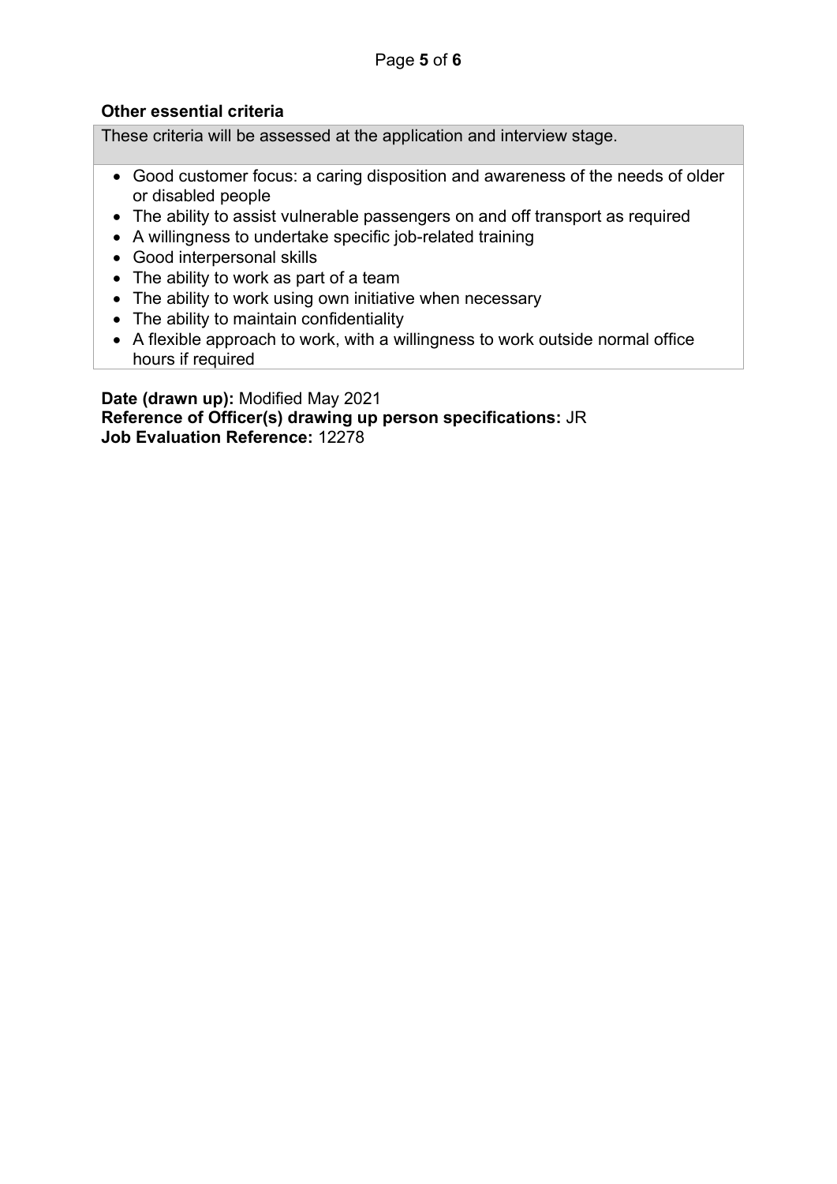**Other essential criteria**

| These criteria will be assessed at the application and interview stage. |
| --- |
| • Good customer focus: a caring disposition and awareness of the needs of older or disabled people<br>• The ability to assist vulnerable passengers on and off transport as required<br>• A willingness to undertake specific job-related training<br>• Good interpersonal skills<br>• The ability to work as part of a team<br>• The ability to work using own initiative when necessary<br>• The ability to maintain confidentiality<br>• A flexible approach to work, with a willingness to work outside normal office hours if required |

**Date (drawn up):** Modified May 2021
**Reference of Officer(s) drawing up person specifications:** JR
**Job Evaluation Reference:** 12278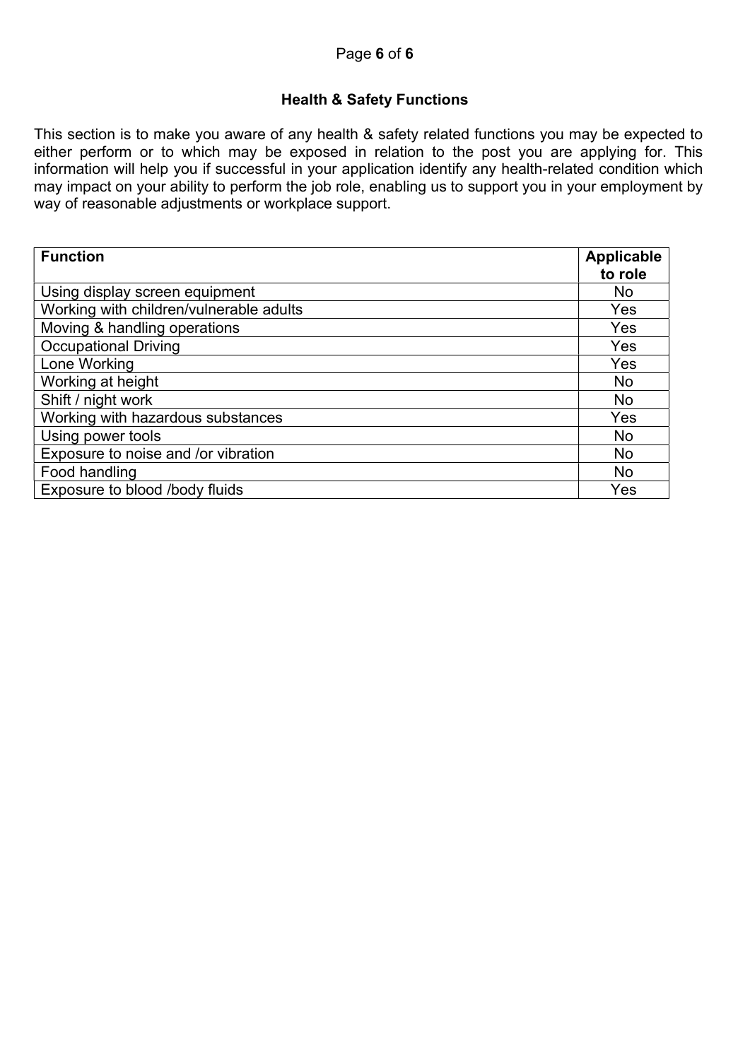## Health & Safety Functions

This section is to make you aware of any health & safety related functions you may be expected to either perform or to which may be exposed in relation to the post you are applying for. This information will help you if successful in your application identify any health-related condition which may impact on your ability to perform the job role, enabling us to support you in your employment by way of reasonable adjustments or workplace support.

| Function | Applicable to role |
|---|---|
| Using display screen equipment | No |
| Working with children/vulnerable adults | Yes |
| Moving & handling operations | Yes |
| Occupational Driving | Yes |
| Lone Working | Yes |
| Working at height | No |
| Shift / night work | No |
| Working with hazardous substances | Yes |
| Using power tools | No |
| Exposure to noise and /or vibration | No |
| Food handling | No |
| Exposure to blood /body fluids | Yes |